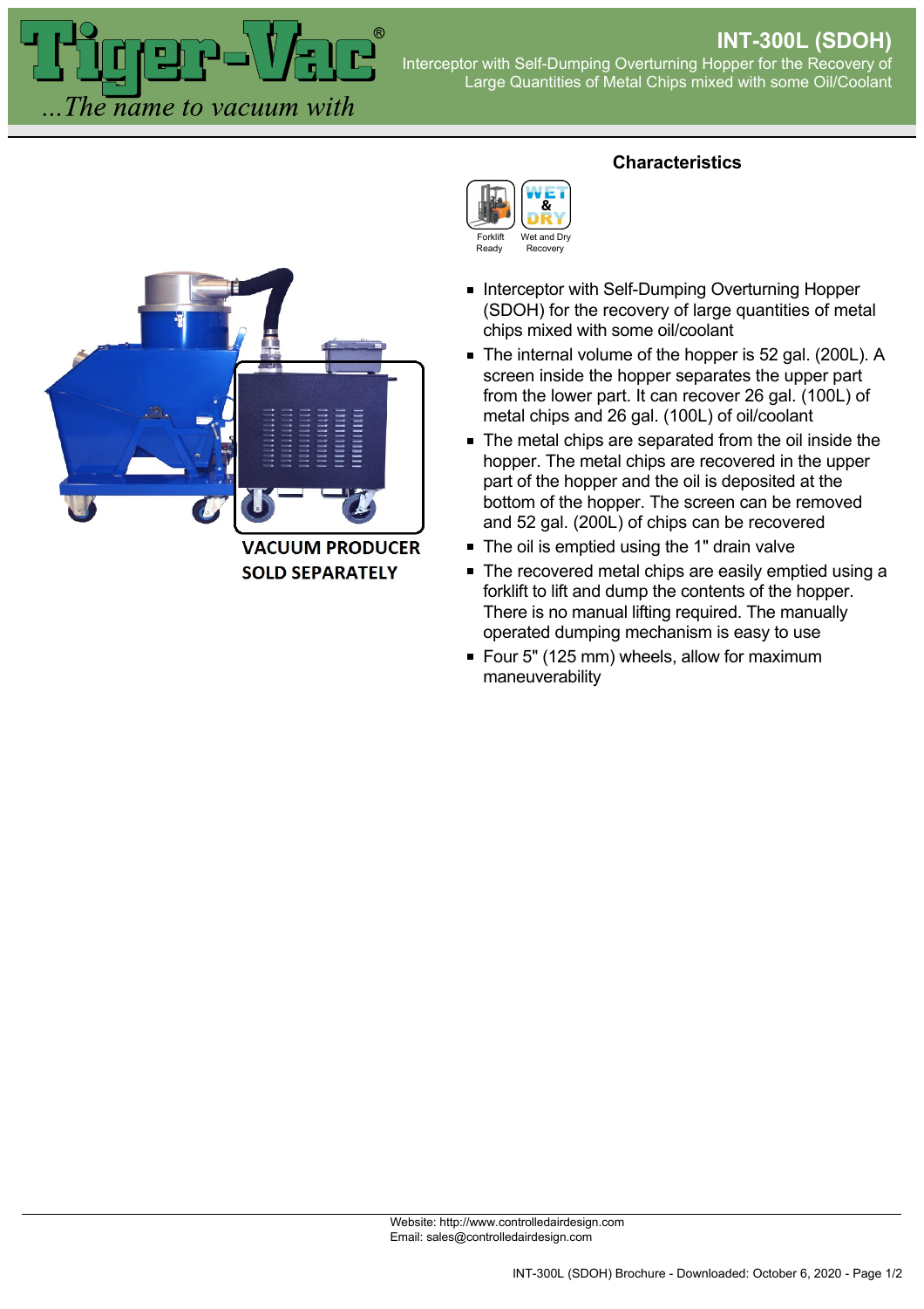# INT-300L (SDOH)

Interceptor with Self-Dumping Overturning Hopper for the Recovery of Large Quantities of Metal Chips mixed with some Oil/Coolant

VACUUM PRODUCER SOLD SEPARATELY

## Characteristics

Forklift Ready

Wet and Dry Recovery

- Interceptor with Self-Dumping Overturning Hopper (SDOH) for the recovery of large quantities of metal chips mixed with some oil/coolant
- The internal volume of the hopper is 52 gal. (200L). A screen inside the hopper separates the upper part from the lower part. It can recover 26 gal. (100L) of metal chips and 26 gal. (100L) of oil/coolant
- The metal chips are separated from the oil inside the hopper. The metal chips are recovered in the upper part of the hopper and the oil is deposited at the bottom of the hopper. The screen can be removed and 52 gal. (200L) of chips can be recovered
- The oil is emptied using the 1" drain valve
- The recovered metal chips are easily emptied using a forklift to lift and dump the contents of the hopper. There is no manual lifting required. The manually operated dumping mechanism is easy to use
- Four 5" (125 mm) wheels, allow for maximum maneuverability

Website: http://www.controlledairdesign.com
Email: sales@controlledairdesign.com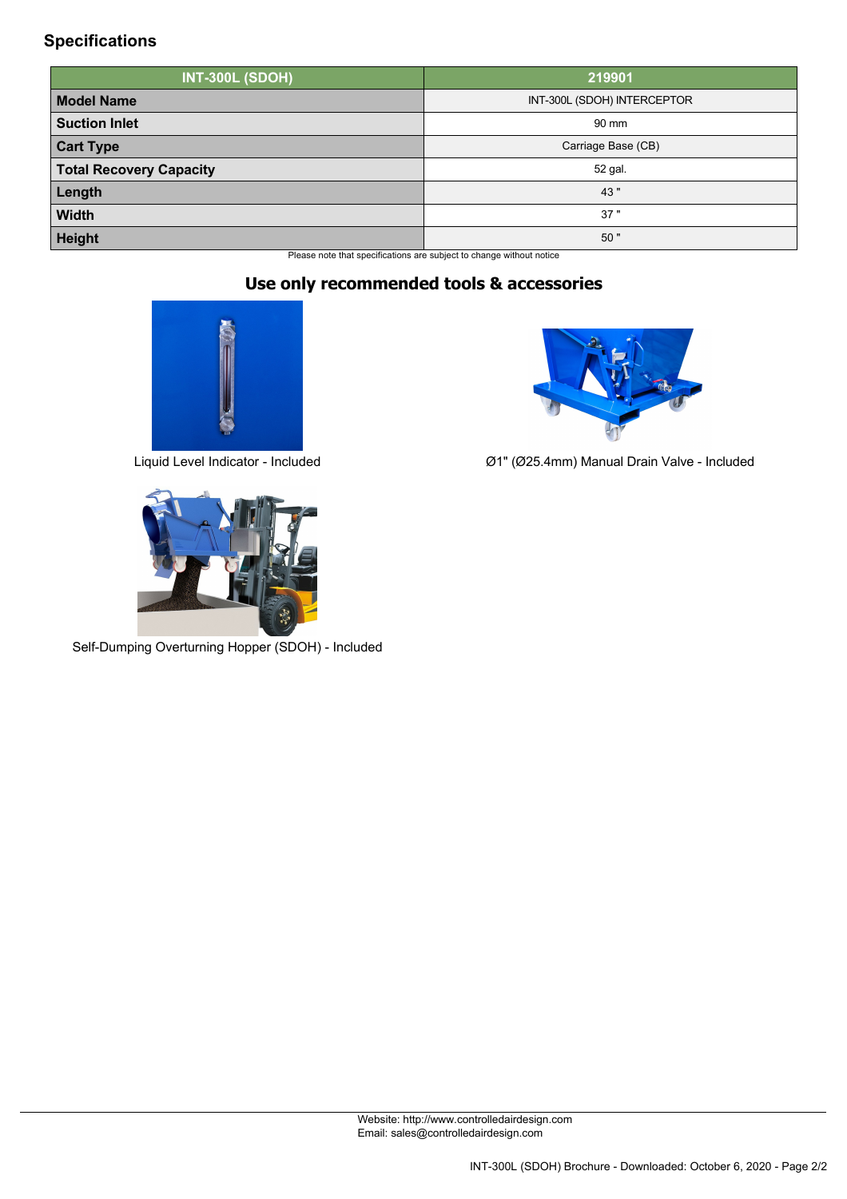## Specifications

| INT-300L (SDOH) | 219901 |
|---|---|
| **Model Name** | INT-300L (SDOH) INTERCEPTOR |
| **Suction Inlet** | 90 mm |
| **Cart Type** | Carriage Base (CB) |
| **Total Recovery Capacity** | 52 gal. |
| **Length** | 43 " |
| **Width** | 37 " |
| **Height** | 50 " |

Please note that specifications are subject to change without notice

## Use only recommended tools & accessories

Liquid Level Indicator - Included

Ø1" (Ø25.4mm) Manual Drain Valve - Included

Self-Dumping Overturning Hopper (SDOH) - Included

Website: http://www.controlledairdesign.com
Email: sales@controlledairdesign.com